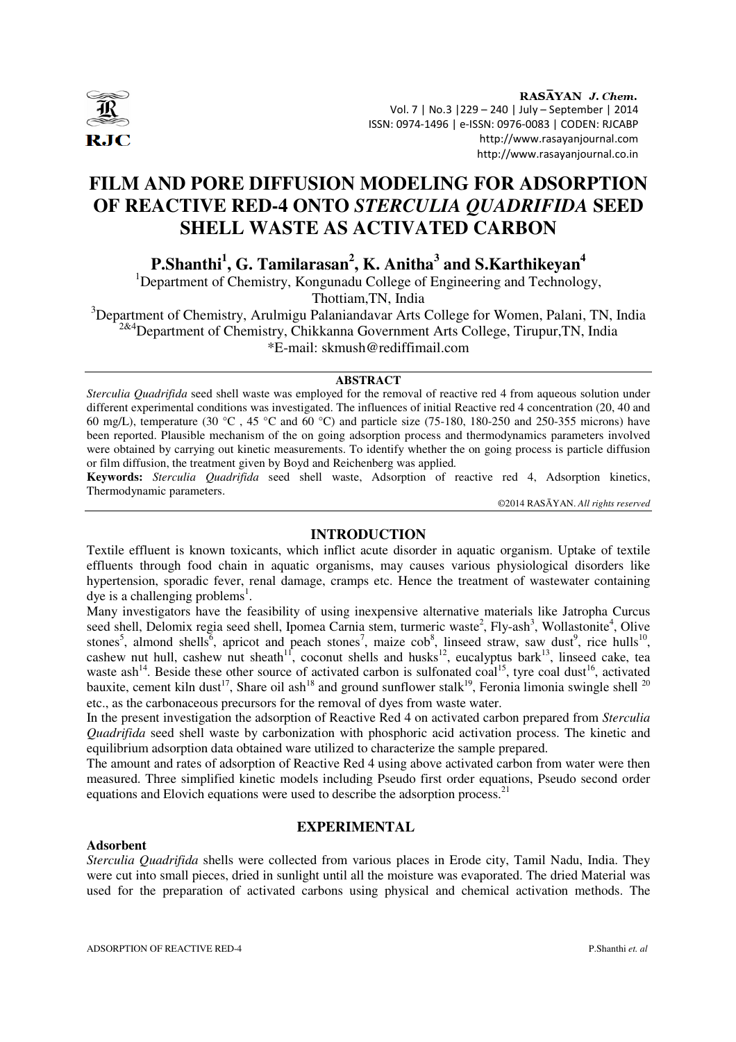# FILM AND PORE DIFFUSION MODELING FOR ADSORPTION OF REACTIVE RED-4 ONTO *STERCULIA QUADRIFIDA* SEED SHELL WASTE AS ACTIVATED CARBON

**P.Shanthi[1], G. Tamilarasan[2], K. Anitha[3] and S.Karthikeyan[4]**

[1]Department of Chemistry, Kongunadu College of Engineering and Technology, Thottiam,TN, India

[3]Department of Chemistry, Arulmigu Palaniandavar Arts College for Women, Palani, TN, India

[2&4]Department of Chemistry, Chikkanna Government Arts College, Tirupur,TN, India

*E-mail: skmush@rediffimail.com

## ABSTRACT

*Sterculia Quadrifida* seed shell waste was employed for the removal of reactive red 4 from aqueous solution under different experimental conditions was investigated. The influences of initial Reactive red 4 concentration (20, 40 and 60 mg/L), temperature (30 °C , 45 °C and 60 °C) and particle size (75-180, 180-250 and 250-355 microns) have been reported. Plausible mechanism of the on going adsorption process and thermodynamics parameters involved were obtained by carrying out kinetic measurements. To identify whether the on going process is particle diffusion or film diffusion, the treatment given by Boyd and Reichenberg was applied.

**Keywords:** *Sterculia Quadrifida* seed shell waste, Adsorption of reactive red 4, Adsorption kinetics, Thermodynamic parameters.

©2014 RASĀYAN. *All rights reserved*

## INTRODUCTION

Textile effluent is known toxicants, which inflict acute disorder in aquatic organism. Uptake of textile effluents through food chain in aquatic organisms, may causes various physiological disorders like hypertension, sporadic fever, renal damage, cramps etc. Hence the treatment of wastewater containing dye is a challenging problems[1].

Many investigators have the feasibility of using inexpensive alternative materials like Jatropha Curcus seed shell, Delomix regia seed shell, Ipomea Carnia stem, turmeric waste[2], Fly-ash[3], Wollastonite[4], Olive stones[5], almond shells[6], apricot and peach stones[7], maize cob[8], linseed straw, saw dust[9], rice hulls[10], cashew nut hull, cashew nut sheath[11], coconut shells and husks[12], eucalyptus bark[13], linseed cake, tea waste ash[14]. Beside these other source of activated carbon is sulfonated coal[15], tyre coal dust[16], activated bauxite, cement kiln dust[17], Share oil ash[18] and ground sunflower stalk[19], Feronia limonia swingle shell [20] etc., as the carbonaceous precursors for the removal of dyes from waste water.

In the present investigation the adsorption of Reactive Red 4 on activated carbon prepared from *Sterculia Quadrifida* seed shell waste by carbonization with phosphoric acid activation process. The kinetic and equilibrium adsorption data obtained ware utilized to characterize the sample prepared.

The amount and rates of adsorption of Reactive Red 4 using above activated carbon from water were then measured. Three simplified kinetic models including Pseudo first order equations, Pseudo second order equations and Elovich equations were used to describe the adsorption process.[21]

## EXPERIMENTAL

### Adsorbent

*Sterculia Quadrifida* shells were collected from various places in Erode city, Tamil Nadu, India. They were cut into small pieces, dried in sunlight until all the moisture was evaporated. The dried Material was used for the preparation of activated carbons using physical and chemical activation methods. The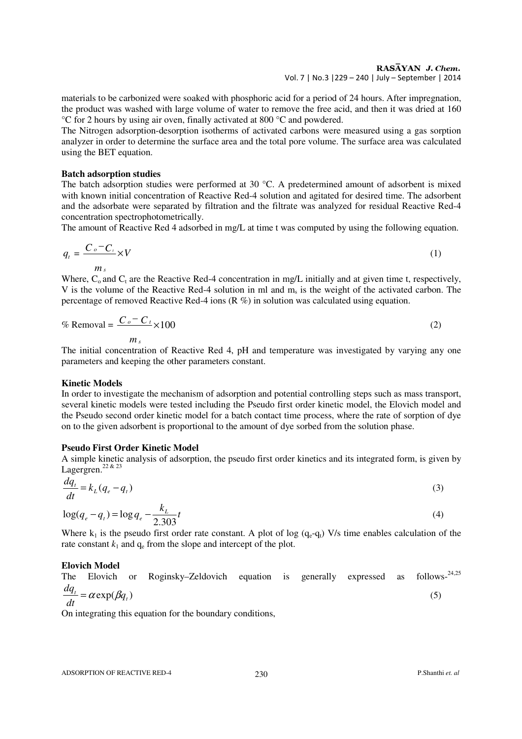materials to be carbonized were soaked with phosphoric acid for a period of 24 hours. After impregnation, the product was washed with large volume of water to remove the free acid, and then it was dried at 160 °C for 2 hours by using air oven, finally activated at 800 °C and powdered.

The Nitrogen adsorption-desorption isotherms of activated carbons were measured using a gas sorption analyzer in order to determine the surface area and the total pore volume. The surface area was calculated using the BET equation.

**Batch adsorption studies**

The batch adsorption studies were performed at 30 °C. A predetermined amount of adsorbent is mixed with known initial concentration of Reactive Red-4 solution and agitated for desired time. The adsorbent and the adsorbate were separated by filtration and the filtrate was analyzed for residual Reactive Red-4 concentration spectrophotometrically.

The amount of Reactive Red 4 adsorbed in mg/L at time t was computed by using the following equation.

$$q_t = \frac{C_o - C_t}{m_s} \times V \tag{1}$$

Where, $C_o$ and $C_t$ are the Reactive Red-4 concentration in mg/L initially and at given time t, respectively, V is the volume of the Reactive Red-4 solution in ml and $m_s$ is the weight of the activated carbon. The percentage of removed Reactive Red-4 ions (R %) in solution was calculated using equation.

$$\% \text{ Removal} = \frac{C_o - C_t}{m_s} \times 100 \tag{2}$$

The initial concentration of Reactive Red 4, pH and temperature was investigated by varying any one parameters and keeping the other parameters constant.

**Kinetic Models**

In order to investigate the mechanism of adsorption and potential controlling steps such as mass transport, several kinetic models were tested including the Pseudo first order kinetic model, the Elovich model and the Pseudo second order kinetic model for a batch contact time process, where the rate of sorption of dye on to the given adsorbent is proportional to the amount of dye sorbed from the solution phase.

**Pseudo First Order Kinetic Model**

A simple kinetic analysis of adsorption, the pseudo first order kinetics and its integrated form, is given by Lagergren.[22 & 23]

$$\frac{dq_t}{dt} = k_L(q_e - q_t) \tag{3}$$

$$\log(q_e - q_t) = \log q_e - \frac{k_L}{2.303}t \tag{4}$$

Where $k_1$ is the pseudo first order rate constant. A plot of log ($q_e$-$q_t$) V/s time enables calculation of the rate constant $k_1$ and $q_e$ from the slope and intercept of the plot.

**Elovich Model**

The Elovich or Roginsky–Zeldovich equation is generally expressed as follows-[24,25]

$$\frac{dq_t}{dt} = \alpha \exp(\beta q_t) \tag{5}$$

On integrating this equation for the boundary conditions,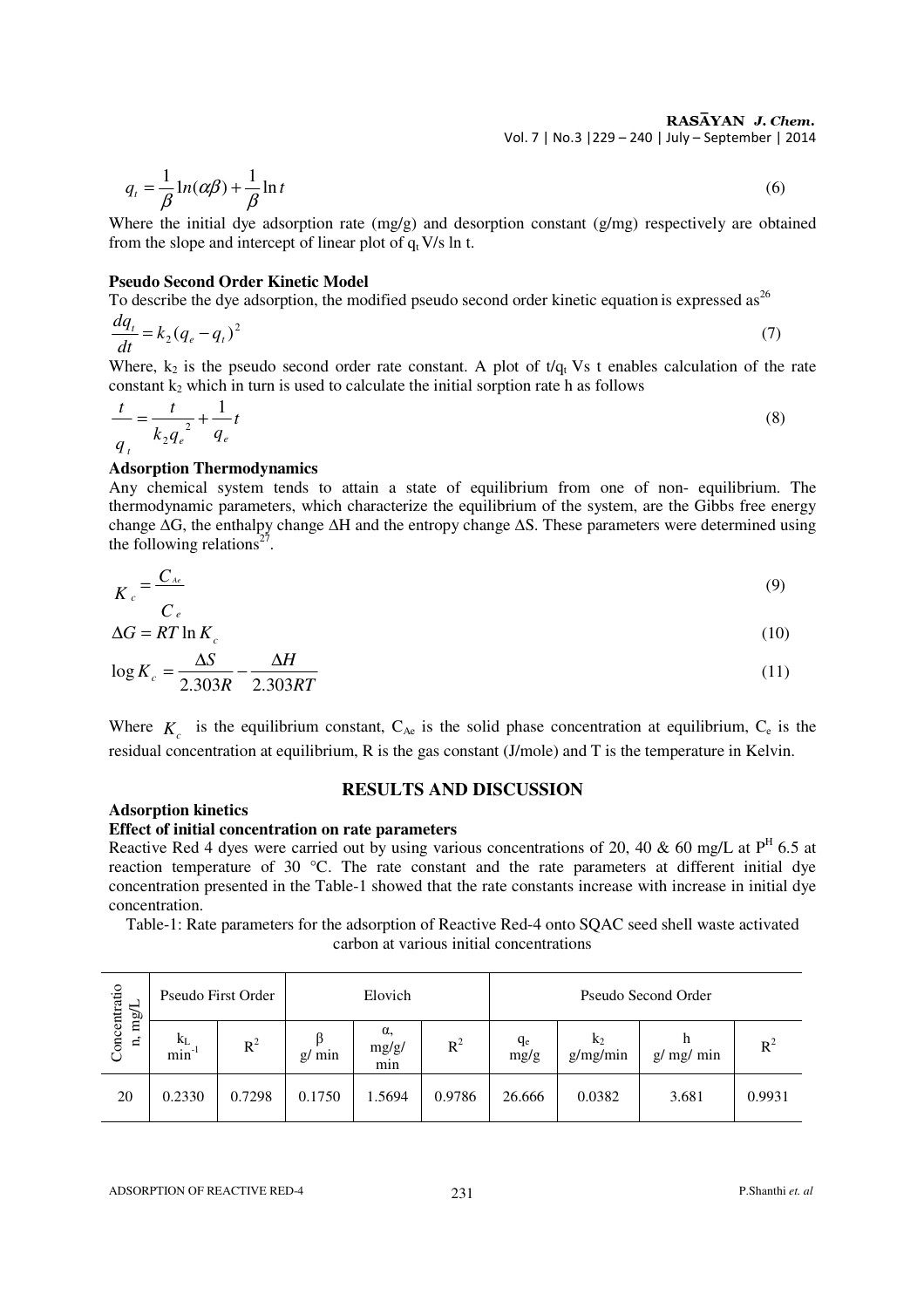$$q_t = \frac{1}{\beta}\ln(\alpha\beta) + \frac{1}{\beta}\ln t \tag{6}$$

Where the initial dye adsorption rate (mg/g) and desorption constant (g/mg) respectively are obtained from the slope and intercept of linear plot of $q_t$ V/s ln t.

**Pseudo Second Order Kinetic Model**

To describe the dye adsorption, the modified pseudo second order kinetic equation is expressed as[26]

$$\frac{dq_t}{dt} = k_2 (q_e - q_t)^2 \tag{7}$$

Where, $k_2$ is the pseudo second order rate constant. A plot of $t/q_t$ Vs t enables calculation of the rate constant $k_2$ which in turn is used to calculate the initial sorption rate h as follows

$$\frac{t}{q_t} = \frac{t}{k_2 q_e^{\,2}} + \frac{1}{q_e}t \tag{8}$$

**Adsorption Thermodynamics**

Any chemical system tends to attain a state of equilibrium from one of non- equilibrium. The thermodynamic parameters, which characterize the equilibrium of the system, are the Gibbs free energy change ΔG, the enthalpy change ΔH and the entropy change ΔS. These parameters were determined using the following relations[27].

$$K_c = \frac{C_{Ae}}{C_e} \tag{9}$$

$$\Delta G = RT \ln K_c \tag{10}$$

$$\log K_c = \frac{\Delta S}{2.303R} - \frac{\Delta H}{2.303RT} \tag{11}$$

Where $K_c$ is the equilibrium constant, $C_{Ae}$ is the solid phase concentration at equilibrium, $C_e$ is the residual concentration at equilibrium, R is the gas constant (J/mole) and T is the temperature in Kelvin.

## RESULTS AND DISCUSSION

**Adsorption kinetics**

**Effect of initial concentration on rate parameters**

Reactive Red 4 dyes were carried out by using various concentrations of 20, 40 & 60 mg/L at $P^H$ 6.5 at reaction temperature of 30 °C. The rate constant and the rate parameters at different initial dye concentration presented in the Table-1 showed that the rate constants increase with increase in initial dye concentration.

Table-1: Rate parameters for the adsorption of Reactive Red-4 onto SQAC seed shell waste activated carbon at various initial concentrations

| Concentration, mg/L | Pseudo First Order | | Elovich | | | Pseudo Second Order | | | |
|---|---|---|---|---|---|---|---|---|---|
| | $k_L$ $min^{-1}$ | $R^2$ | β g/ min | α, mg/g/ min | $R^2$ | $q_e$ mg/g | $k_2$ g/mg/min | h g/ mg/ min | $R^2$ |
| 20 | 0.2330 | 0.7298 | 0.1750 | 1.5694 | 0.9786 | 26.666 | 0.0382 | 3.681 | 0.9931 |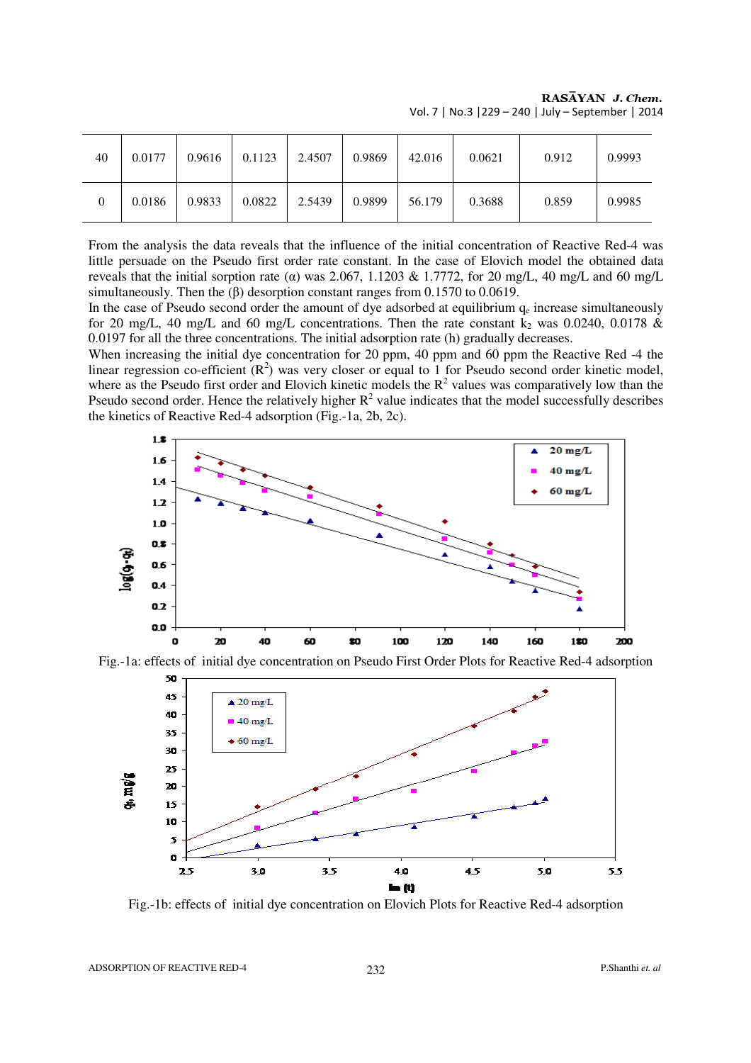| 40 | 0.0177 | 0.9616 | 0.1123 | 2.4507 | 0.9869 | 42.016 | 0.0621 | 0.912 | 0.9993 |
|---|---|---|---|---|---|---|---|---|---|
| 0 | 0.0186 | 0.9833 | 0.0822 | 2.5439 | 0.9899 | 56.179 | 0.3688 | 0.859 | 0.9985 |

From the analysis the data reveals that the influence of the initial concentration of Reactive Red-4 was little persuade on the Pseudo first order rate constant. In the case of Elovich model the obtained data reveals that the initial sorption rate (α) was 2.067, 1.1203 & 1.7772, for 20 mg/L, 40 mg/L and 60 mg/L simultaneously. Then the (β) desorption constant ranges from 0.1570 to 0.0619.

In the case of Pseudo second order the amount of dye adsorbed at equilibrium $q_e$ increase simultaneously for 20 mg/L, 40 mg/L and 60 mg/L concentrations. Then the rate constant $k_2$ was 0.0240, 0.0178 & 0.0197 for all the three concentrations. The initial adsorption rate (h) gradually decreases.

When increasing the initial dye concentration for 20 ppm, 40 ppm and 60 ppm the Reactive Red -4 the linear regression co-efficient ($R^2$) was very closer or equal to 1 for Pseudo second order kinetic model, where as the Pseudo first order and Elovich kinetic models the $R^2$ values was comparatively low than the Pseudo second order. Hence the relatively higher $R^2$ value indicates that the model successfully describes the kinetics of Reactive Red-4 adsorption (Fig.-1a, 2b, 2c).

Fig.-1a: effects of initial dye concentration on Pseudo First Order Plots for Reactive Red-4 adsorption

Fig.-1b: effects of initial dye concentration on Elovich Plots for Reactive Red-4 adsorption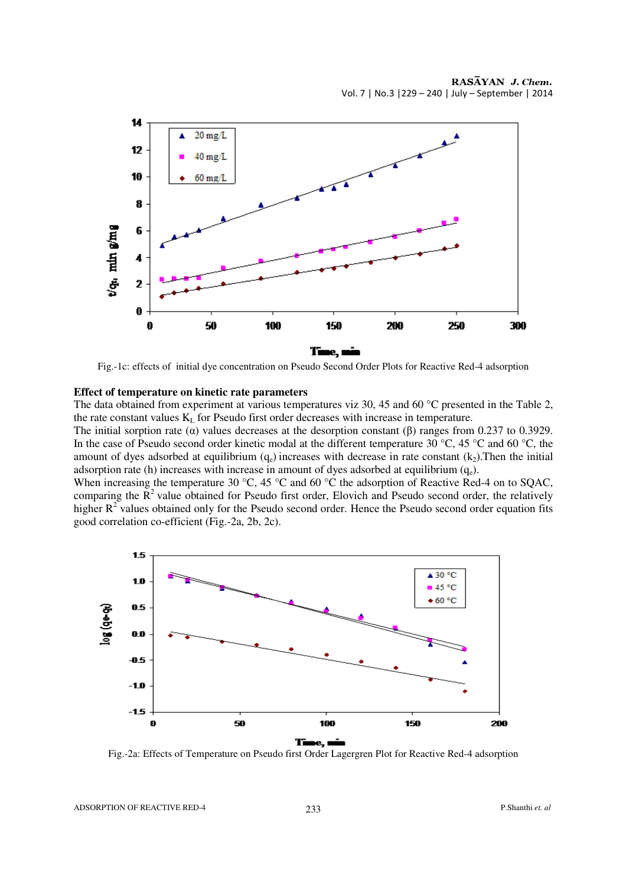Fig.-1c: effects of initial dye concentration on Pseudo Second Order Plots for Reactive Red-4 adsorption

**Effect of temperature on kinetic rate parameters**

The data obtained from experiment at various temperatures viz 30, 45 and 60 °C presented in the Table 2, the rate constant values $K_L$ for Pseudo first order decreases with increase in temperature.

The initial sorption rate (α) values decreases at the desorption constant (β) ranges from 0.237 to 0.3929. In the case of Pseudo second order kinetic modal at the different temperature 30 °C, 45 °C and 60 °C, the amount of dyes adsorbed at equilibrium ($q_e$) increases with decrease in rate constant ($k_2$).Then the initial adsorption rate (h) increases with increase in amount of dyes adsorbed at equilibrium ($q_e$).

When increasing the temperature 30 °C, 45 °C and 60 °C the adsorption of Reactive Red-4 on to SQAC, comparing the $R^2$ value obtained for Pseudo first order, Elovich and Pseudo second order, the relatively higher $R^2$ values obtained only for the Pseudo second order. Hence the Pseudo second order equation fits good correlation co-efficient (Fig.-2a, 2b, 2c).

Fig.-2a: Effects of Temperature on Pseudo first Order Lagergren Plot for Reactive Red-4 adsorption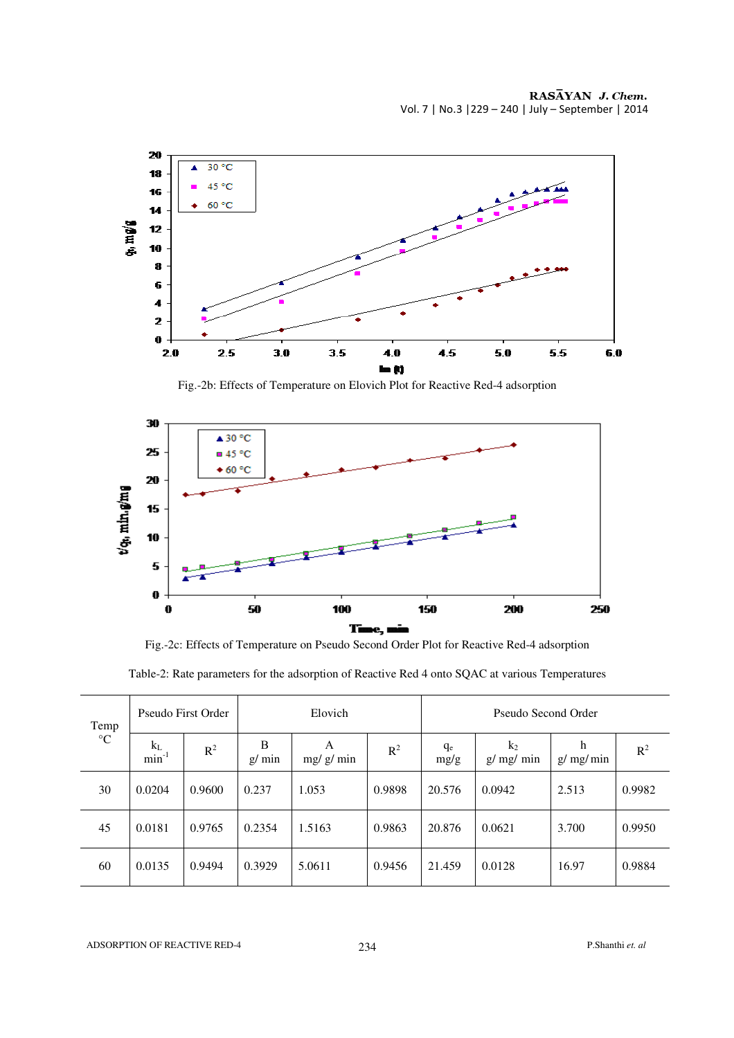Fig.-2b: Effects of Temperature on Elovich Plot for Reactive Red-4 adsorption

Fig.-2c: Effects of Temperature on Pseudo Second Order Plot for Reactive Red-4 adsorption

Table-2: Rate parameters for the adsorption of Reactive Red 4 onto SQAC at various Temperatures

| Temp °C | Pseudo First Order | | Elovich | | | Pseudo Second Order | | | |
|---|---|---|---|---|---|---|---|---|---|
| | $k_L$ $min^{-1}$ | $R^2$ | B g/ min | A mg/ g/ min | $R^2$ | $q_e$ mg/g | $k_2$ g/ mg/ min | h g/ mg/ min | $R^2$ |
| 30 | 0.0204 | 0.9600 | 0.237 | 1.053 | 0.9898 | 20.576 | 0.0942 | 2.513 | 0.9982 |
| 45 | 0.0181 | 0.9765 | 0.2354 | 1.5163 | 0.9863 | 20.876 | 0.0621 | 3.700 | 0.9950 |
| 60 | 0.0135 | 0.9494 | 0.3929 | 5.0611 | 0.9456 | 21.459 | 0.0128 | 16.97 | 0.9884 |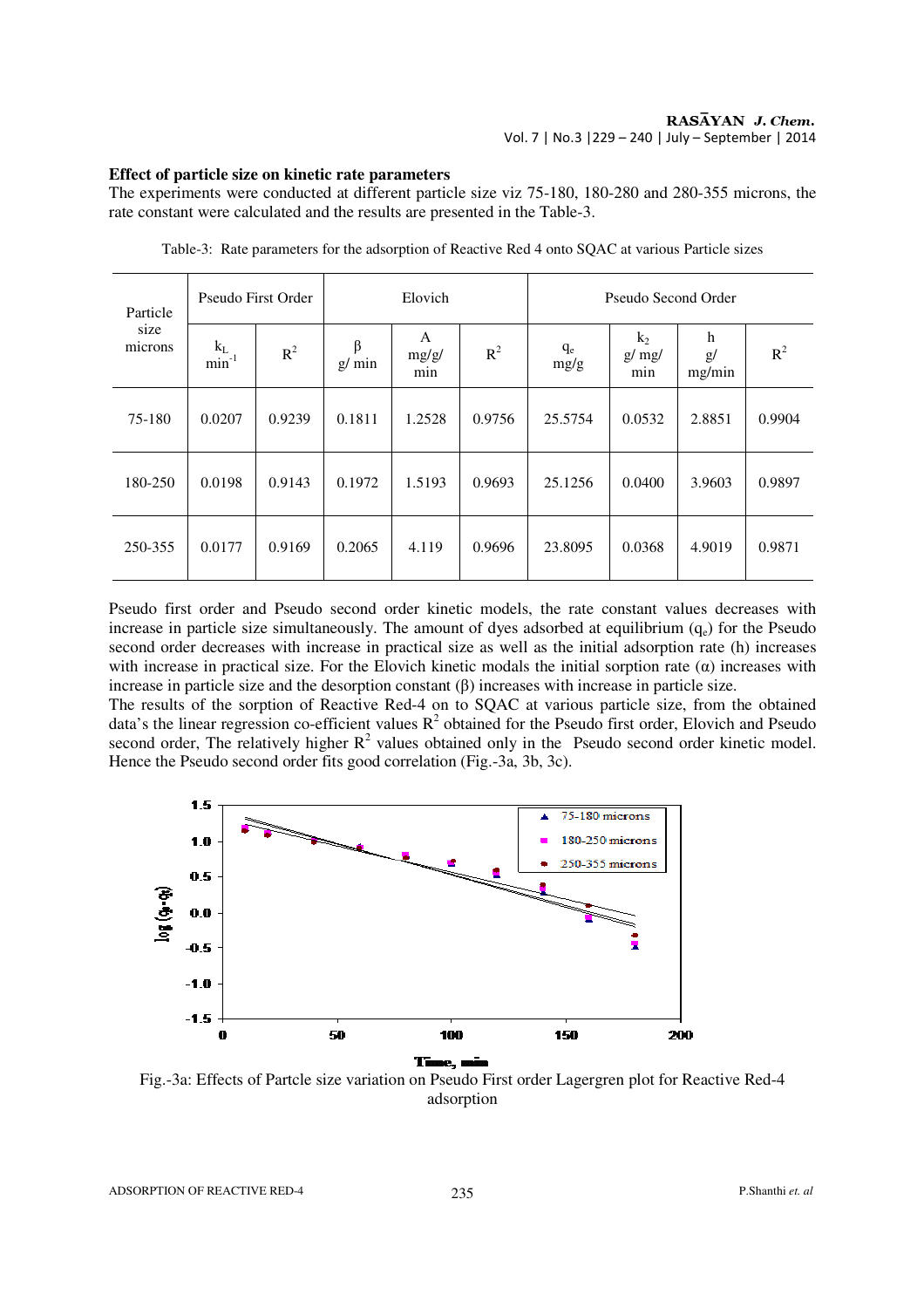### Effect of particle size on kinetic rate parameters

The experiments were conducted at different particle size viz 75-180, 180-280 and 280-355 microns, the rate constant were calculated and the results are presented in the Table-3.

Table-3: Rate parameters for the adsorption of Reactive Red 4 onto SQAC at various Particle sizes

| Particle size microns | Pseudo First Order | | Elovich | | | Pseudo Second Order | | | |
|---|---|---|---|---|---|---|---|---|---|
| | $k_L$ $min^{-1}$ | $R^2$ | β g/ min | A mg/g/ min | $R^2$ | $q_e$ mg/g | $k_2$ g/ mg/ min | h g/ mg/min | $R^2$ |
| 75-180 | 0.0207 | 0.9239 | 0.1811 | 1.2528 | 0.9756 | 25.5754 | 0.0532 | 2.8851 | 0.9904 |
| 180-250 | 0.0198 | 0.9143 | 0.1972 | 1.5193 | 0.9693 | 25.1256 | 0.0400 | 3.9603 | 0.9897 |
| 250-355 | 0.0177 | 0.9169 | 0.2065 | 4.119 | 0.9696 | 23.8095 | 0.0368 | 4.9019 | 0.9871 |

Pseudo first order and Pseudo second order kinetic models, the rate constant values decreases with increase in particle size simultaneously. The amount of dyes adsorbed at equilibrium ($q_e$) for the Pseudo second order decreases with increase in practical size as well as the initial adsorption rate (h) increases with increase in practical size. For the Elovich kinetic modals the initial sorption rate (α) increases with increase in particle size and the desorption constant (β) increases with increase in particle size.

The results of the sorption of Reactive Red-4 on to SQAC at various particle size, from the obtained data's the linear regression co-efficient values $R^2$ obtained for the Pseudo first order, Elovich and Pseudo second order, The relatively higher $R^2$ values obtained only in the Pseudo second order kinetic model. Hence the Pseudo second order fits good correlation (Fig.-3a, 3b, 3c).

Fig.-3a: Effects of Partcle size variation on Pseudo First order Lagergren plot for Reactive Red-4 adsorption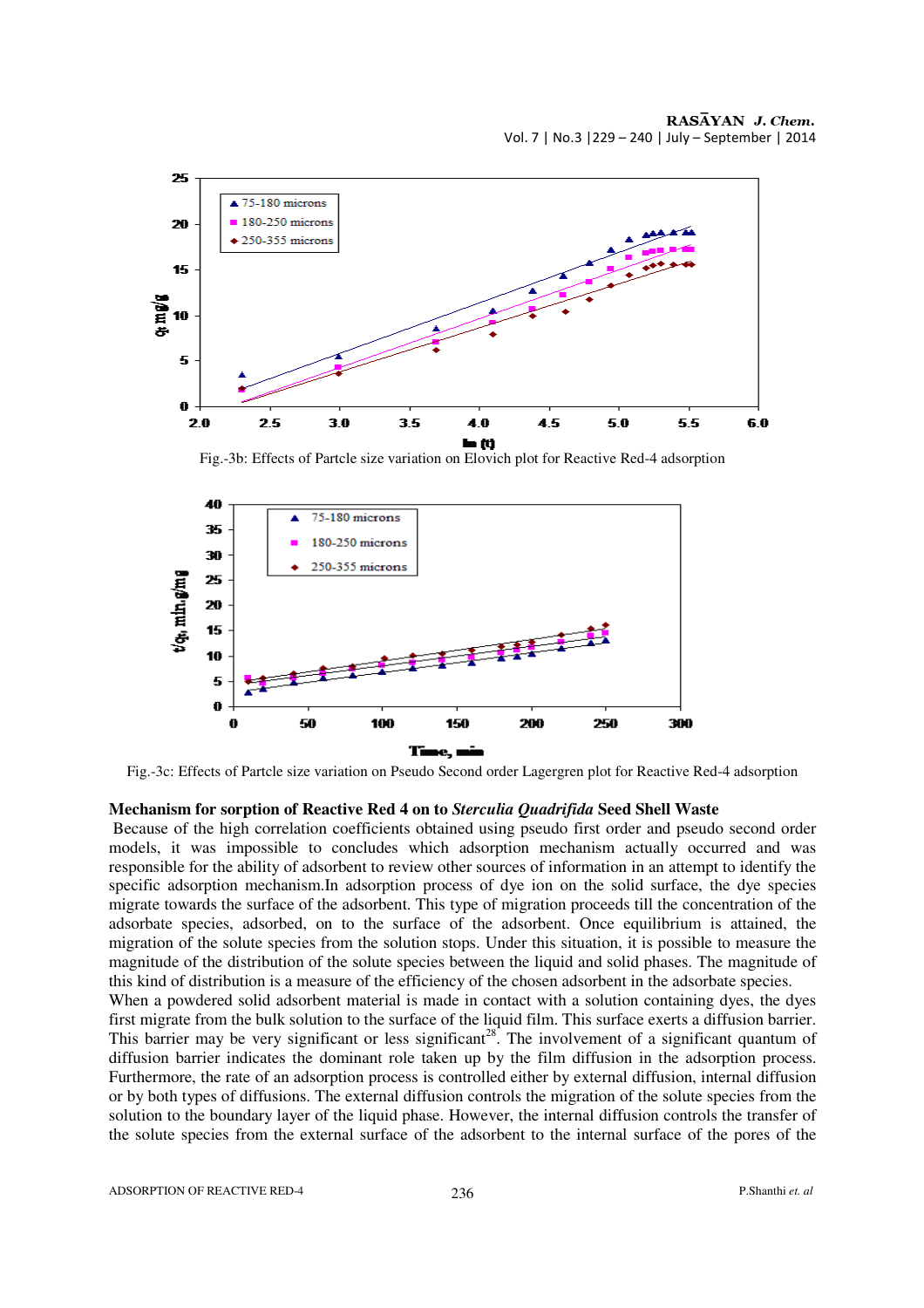Fig.-3b: Effects of Partcle size variation on Elovich plot for Reactive Red-4 adsorption

Fig.-3c: Effects of Partcle size variation on Pseudo Second order Lagergren plot for Reactive Red-4 adsorption

### Mechanism for sorption of Reactive Red 4 on to *Sterculia Quadrifida* Seed Shell Waste

Because of the high correlation coefficients obtained using pseudo first order and pseudo second order models, it was impossible to concludes which adsorption mechanism actually occurred and was responsible for the ability of adsorbent to review other sources of information in an attempt to identify the specific adsorption mechanism.In adsorption process of dye ion on the solid surface, the dye species migrate towards the surface of the adsorbent. This type of migration proceeds till the concentration of the adsorbate species, adsorbed, on to the surface of the adsorbent. Once equilibrium is attained, the migration of the solute species from the solution stops. Under this situation, it is possible to measure the magnitude of the distribution of the solute species between the liquid and solid phases. The magnitude of this kind of distribution is a measure of the efficiency of the chosen adsorbent in the adsorbate species.

When a powdered solid adsorbent material is made in contact with a solution containing dyes, the dyes first migrate from the bulk solution to the surface of the liquid film. This surface exerts a diffusion barrier. This barrier may be very significant or less significant[28]. The involvement of a significant quantum of diffusion barrier indicates the dominant role taken up by the film diffusion in the adsorption process. Furthermore, the rate of an adsorption process is controlled either by external diffusion, internal diffusion or by both types of diffusions. The external diffusion controls the migration of the solute species from the solution to the boundary layer of the liquid phase. However, the internal diffusion controls the transfer of the solute species from the external surface of the adsorbent to the internal surface of the pores of the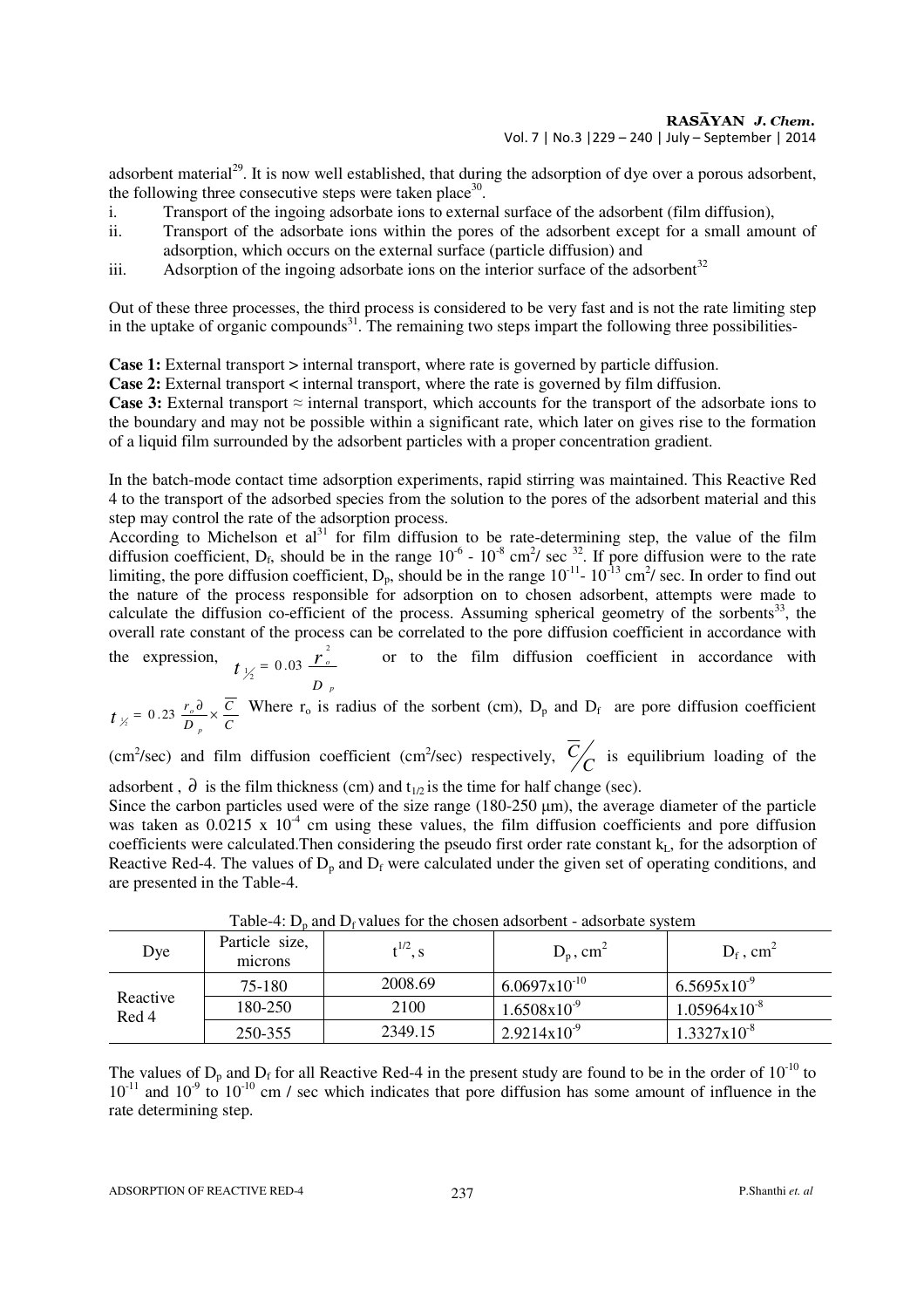adsorbent material[29]. It is now well established, that during the adsorption of dye over a porous adsorbent, the following three consecutive steps were taken place[30].

i. Transport of the ingoing adsorbate ions to external surface of the adsorbent (film diffusion),
ii. Transport of the adsorbate ions within the pores of the adsorbent except for a small amount of adsorption, which occurs on the external surface (particle diffusion) and
iii. Adsorption of the ingoing adsorbate ions on the interior surface of the adsorbent[32]

Out of these three processes, the third process is considered to be very fast and is not the rate limiting step in the uptake of organic compounds[31]. The remaining two steps impart the following three possibilities-

**Case 1:** External transport > internal transport, where rate is governed by particle diffusion.
**Case 2:** External transport < internal transport, where the rate is governed by film diffusion.
**Case 3:** External transport ≈ internal transport, which accounts for the transport of the adsorbate ions to the boundary and may not be possible within a significant rate, which later on gives rise to the formation of a liquid film surrounded by the adsorbent particles with a proper concentration gradient.

In the batch-mode contact time adsorption experiments, rapid stirring was maintained. This Reactive Red 4 to the transport of the adsorbed species from the solution to the pores of the adsorbent material and this step may control the rate of the adsorption process.
According to Michelson et al[31] for film diffusion to be rate-determining step, the value of the film diffusion coefficient, $D_f$, should be in the range $10^{-6}$ - $10^{-8}$ cm$^2$/ sec [32]. If pore diffusion were to the rate limiting, the pore diffusion coefficient, $D_p$, should be in the range $10^{-11}$- $10^{-13}$ cm$^2$/ sec. In order to find out the nature of the process responsible for adsorption on to chosen adsorbent, attempts were made to calculate the diffusion co-efficient of the process. Assuming spherical geometry of the sorbents[33], the overall rate constant of the process can be correlated to the pore diffusion coefficient in accordance with the expression, $t_{1/2} = 0.03 \dfrac{r_o^2}{D_p}$ or to the film diffusion coefficient in accordance with $t_{1/2} = 0.23 \dfrac{r_o \partial}{D_p} \times \dfrac{\overline{C}}{C}$ Where $r_o$ is radius of the sorbent (cm), $D_p$ and $D_f$ are pore diffusion coefficient (cm$^2$/sec) and film diffusion coefficient (cm$^2$/sec) respectively, $\overline{C}/C$ is equilibrium loading of the adsorbent , $\partial$ is the film thickness (cm) and $t_{1/2}$ is the time for half change (sec).
Since the carbon particles used were of the size range (180-250 μm), the average diameter of the particle was taken as 0.0215 x $10^{-4}$ cm using these values, the film diffusion coefficients and pore diffusion coefficients were calculated.Then considering the pseudo first order rate constant $k_L$, for the adsorption of Reactive Red-4. The values of $D_p$ and $D_f$ were calculated under the given set of operating conditions, and are presented in the Table-4.

Table-4: $D_p$ and $D_f$ values for the chosen adsorbent - adsorbate system

| Dye | Particle size, microns | $t^{1/2}$, s | $D_p$ , cm$^2$ | $D_f$ , cm$^2$ |
|---|---|---|---|---|
| Reactive Red 4 | 75-180 | 2008.69 | $6.0697 \times 10^{-10}$ | $6.5695 \times 10^{-9}$ |
| | 180-250 | 2100 | $1.6508 \times 10^{-9}$ | $1.05964 \times 10^{-8}$ |
| | 250-355 | 2349.15 | $2.9214 \times 10^{-9}$ | $1.3327 \times 10^{-8}$ |

The values of $D_p$ and $D_f$ for all Reactive Red-4 in the present study are found to be in the order of $10^{-10}$ to $10^{-11}$ and $10^{-9}$ to $10^{-10}$ cm / sec which indicates that pore diffusion has some amount of influence in the rate determining step.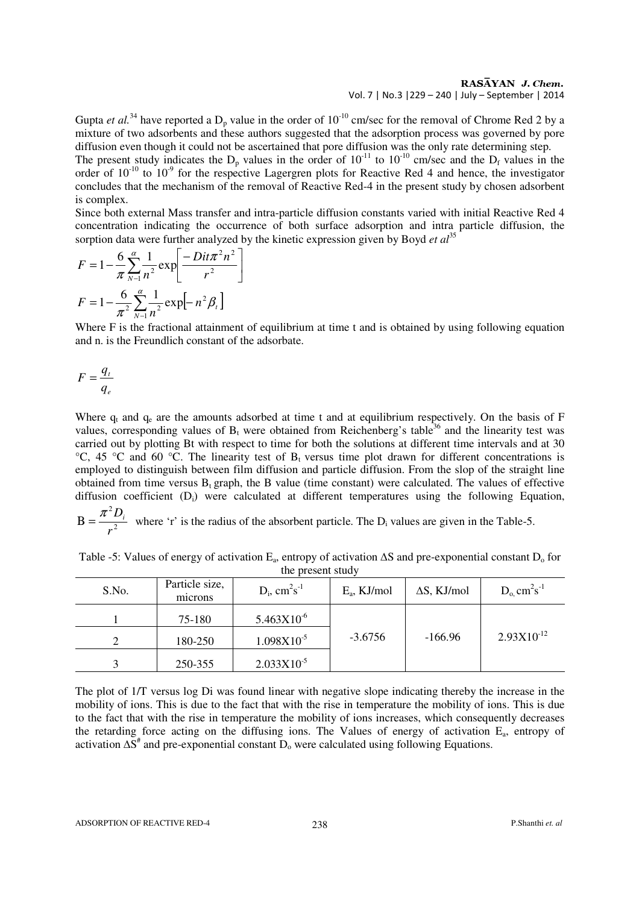Gupta *et al.*[34] have reported a $D_p$ value in the order of $10^{-10}$ cm/sec for the removal of Chrome Red 2 by a mixture of two adsorbents and these authors suggested that the adsorption process was governed by pore diffusion even though it could not be ascertained that pore diffusion was the only rate determining step.

The present study indicates the $D_p$ values in the order of $10^{-11}$ to $10^{-10}$ cm/sec and the $D_f$ values in the order of $10^{-10}$ to $10^{-9}$ for the respective Lagergren plots for Reactive Red 4 and hence, the investigator concludes that the mechanism of the removal of Reactive Red-4 in the present study by chosen adsorbent is complex.

Since both external Mass transfer and intra-particle diffusion constants varied with initial Reactive Red 4 concentration indicating the occurrence of both surface adsorption and intra particle diffusion, the sorption data were further analyzed by the kinetic expression given by Boyd *et al*[35]

$$F = 1 - \frac{6}{\pi}\sum_{N-1}^{\alpha}\frac{1}{n^2}\exp\left[\frac{-Dit\pi^2 n^2}{r^2}\right]$$

$$F = 1 - \frac{6}{\pi^2}\sum_{N-1}^{\alpha}\frac{1}{n^2}\exp\left[-n^2\beta_t\right]$$

Where F is the fractional attainment of equilibrium at time t and is obtained by using following equation and n. is the Freundlich constant of the adsorbate.

$$F = \frac{q_t}{q_e}$$

Where $q_t$ and $q_e$ are the amounts adsorbed at time t and at equilibrium respectively. On the basis of F values, corresponding values of $B_t$ were obtained from Reichenberg's table[36] and the linearity test was carried out by plotting Bt with respect to time for both the solutions at different time intervals and at 30 °C, 45 °C and 60 °C. The linearity test of $B_t$ versus time plot drawn for different concentrations is employed to distinguish between film diffusion and particle diffusion. From the slop of the straight line obtained from time versus $B_t$ graph, the B value (time constant) were calculated. The values of effective diffusion coefficient ($D_i$) were calculated at different temperatures using the following Equation, $B = \frac{\pi^2 D_i}{r^2}$ where 'r' is the radius of the absorbent particle. The $D_i$ values are given in the Table-5.

Table -5: Values of energy of activation $E_a$, entropy of activation ΔS and pre-exponential constant $D_o$ for the present study

| S.No. | Particle size, microns | $D_i$, $cm^2s^{-1}$ | $E_a$, KJ/mol | ΔS, KJ/mol | $D_o$, $cm^2s^{-1}$ |
|---|---|---|---|---|---|
| 1 | 75-180 | $5.463 \times 10^{-6}$ | -3.6756 | -166.96 | $2.93 \times 10^{-12}$ |
| 2 | 180-250 | $1.098 \times 10^{-5}$ | | | |
| 3 | 250-355 | $2.033 \times 10^{-5}$ | | | |

The plot of 1/T versus log Di was found linear with negative slope indicating thereby the increase in the mobility of ions. This is due to the fact that with the rise in temperature the mobility of ions. This is due to the fact that with the rise in temperature the mobility of ions increases, which consequently decreases the retarding force acting on the diffusing ions. The Values of energy of activation $E_a$, entropy of activation $\Delta S^{\#}$ and pre-exponential constant $D_o$ were calculated using following Equations.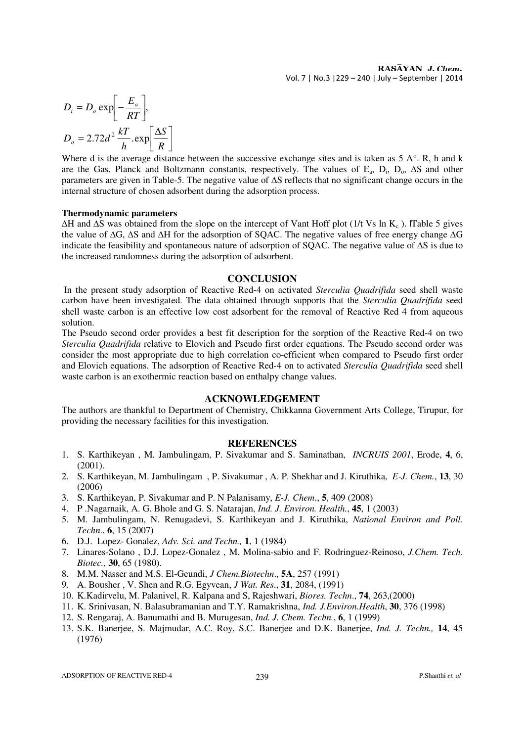$$D_i = D_o \exp\left[-\frac{E_a}{RT}\right],$$

$$D_o = 2.72d^2 \frac{kT}{h}.\exp\left[\frac{\Delta S}{R}\right]$$

Where d is the average distance between the successive exchange sites and is taken as 5 A°. R, h and k are the Gas, Planck and Boltzmann constants, respectively. The values of $E_a$, $D_i$, $D_o$, ΔS and other parameters are given in Table-5. The negative value of ΔS reflects that no significant change occurs in the internal structure of chosen adsorbent during the adsorption process.

**Thermodynamic parameters**

ΔH and ΔS was obtained from the slope on the intercept of Vant Hoff plot (1/t Vs ln $K_c$ ). Table 5 gives the value of ΔG, ΔS and ΔH for the adsorption of SQAC. The negative values of free energy change ΔG indicate the feasibility and spontaneous nature of adsorption of SQAC. The negative value of ΔS is due to the increased randomness during the adsorption of adsorbent.

## CONCLUSION

In the present study adsorption of Reactive Red-4 on activated *Sterculia Quadrifida* seed shell waste carbon have been investigated. The data obtained through supports that the *Sterculia Quadrifida* seed shell waste carbon is an effective low cost adsorbent for the removal of Reactive Red 4 from aqueous solution.

The Pseudo second order provides a best fit description for the sorption of the Reactive Red-4 on two *Sterculia Quadrifida* relative to Elovich and Pseudo first order equations. The Pseudo second order was consider the most appropriate due to high correlation co-efficient when compared to Pseudo first order and Elovich equations. The adsorption of Reactive Red-4 on to activated *Sterculia Quadrifida* seed shell waste carbon is an exothermic reaction based on enthalpy change values.

## ACKNOWLEDGEMENT

The authors are thankful to Department of Chemistry, Chikkanna Government Arts College, Tirupur, for providing the necessary facilities for this investigation.

## REFERENCES

1. S. Karthikeyan , M. Jambulingam, P. Sivakumar and S. Saminathan, *INCRUIS 2001*, Erode, **4**, 6, (2001).
2. S. Karthikeyan, M. Jambulingam , P. Sivakumar , A. P. Shekhar and J. Kiruthika, *E-J. Chem.*, **13**, 30 (2006)
3. S. Karthikeyan, P. Sivakumar and P. N Palanisamy, *E-J. Chem*., **5**, 409 (2008)
4. P .Nagarnaik, A. G. Bhole and G. S. Natarajan, *Ind. J. Environ. Health.*, **45**, 1 (2003)
5. M. Jambulingam, N. Renugadevi, S. Karthikeyan and J. Kiruthika, *National Environ and Poll. Techn*., **6**, 15 (2007)
6. D.J. Lopez- Gonalez, *Adv. Sci. and Techn.,* **1**, 1 (1984)
7. Linares-Solano , D.J. Lopez-Gonalez , M. Molina-sabio and F. Rodringuez-Reinoso, *J.Chem. Tech. Biotec.,* **30**, 65 (1980).
8. M.M. Nasser and M.S. El-Geundi, *J Chem.Biotechn*., **5A**, 257 (1991)
9. A. Bousher , V. Shen and R.G. Egyvean, *J Wat. Res*., **31**, 2084, (1991)
10. K.Kadirvelu, M. Palanivel, R. Kalpana and S, Rajeshwari, *Biores. Techn*., **74**, 263,(2000)
11. K. Srinivasan, N. Balasubramanian and T.Y. Ramakrishna, *Ind. J.Environ.Health*, **30**, 376 (1998)
12. S. Rengaraj, A. Banumathi and B. Murugesan, *Ind. J. Chem. Techn.*, **6**, 1 (1999)
13. S.K. Banerjee, S. Majmudar, A.C. Roy, S.C. Banerjee and D.K. Banerjee, *Ind. J. Techn.,* **14**, 45 (1976)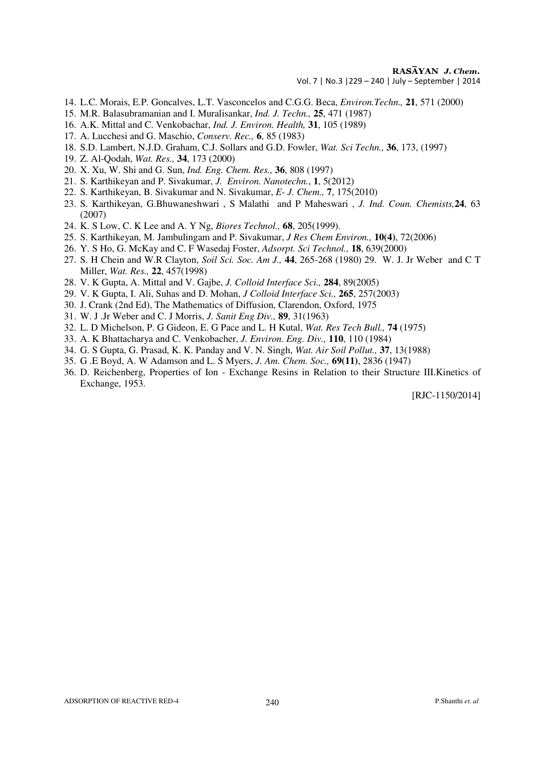14. L.C. Morais, E.P. Goncalves, L.T. Vasconcelos and C.G.G. Beca, *Environ.Techn.,* **21**, 571 (2000)
15. M.R. Balasubramanian and I. Muralisankar, *Ind. J. Techn.,* **25**, 471 (1987)
16. A.K. Mittal and C. Venkobachar, *Ind. J. Environ. Health,* **31**, 105 (1989)
17. A. Lucchesi and G. Maschio, *Conserv. Rec.,* **6**, 85 (1983)
18. S.D. Lambert, N.J.D. Graham, C.J. Sollars and G.D. Fowler, *Wat. Sci Techn.,* **36**, 173, (1997)
19. Z. Al-Qodah, *Wat. Res.,* **34**, 173 (2000)
20. X. Xu, W. Shi and G. Sun, *Ind. Eng. Chem. Res.,* **36**, 808 (1997)
21. S. Karthikeyan and P. Sivakumar, *J. Environ. Nanotechn.*, **1**, 5(2012)
22. S. Karthikeyan, B. Sivakumar and N. Sivakumar, *E- J. Chem.,* **7**, 175(2010)
23. S. Karthikeyan, G.Bhuwaneshwari , S Malathi and P Maheswari , *J. Ind. Coun. Chemists,* **24**, 63 (2007)
24. K. S Low, C. K Lee and A. Y Ng, *Biores Technol.,* **68**, 205(1999).
25. S. Karthikeyan, M. Jambulingam and P. Sivakumar, *J Res Chem Environ.,* **10(4)**, 72(2006)
26. Y. S Ho, G. McKay and C. F Wasedaj Foster, *Adsorpt. Sci Technol.,* **18**, 639(2000)
27. S. H Chein and W.R Clayton, *Soil Sci. Soc. Am J.,* **44**, 265-268 (1980) 29. W. J. Jr Weber and C T Miller, *Wat. Res.,* **22**, 457(1998)
28. V. K Gupta, A. Mittal and V. Gajbe, *J. Colloid Interface Sci.,* **284**, 89(2005)
29. V. K Gupta, I. Ali, Suhas and D. Mohan, *J Colloid Interface Sci.,* **265**, 257(2003)
30. J. Crank (2nd Ed), The Mathematics of Diffusion, Clarendon, Oxford, 1975
31. W. J .Jr Weber and C. J Morris, *J. Sanit Eng Div.,* **89**, 31(1963)
32. L. D Michelson, P. G Gideon, E. G Pace and L. H Kutal, *Wat. Res Tech Bull.,* **74** (1975)
33. A. K Bhattacharya and C. Venkobacher, *J. Environ. Eng. Div.,* **110**, 110 (1984)
34. G. S Gupta, G. Prasad, K. K. Panday and V. N. Singh, *Wat. Air Soil Pollut.,* **37**, 13(1988)
35. G .E Boyd, A. W Adamson and L. S Myers, *J. Am. Chem. Soc.,* **69(11)**, 2836 (1947)
36. D. Reichenberg, Properties of Ion - Exchange Resins in Relation to their Structure III.Kinetics of Exchange, 1953.

[RJC-1150/2014]